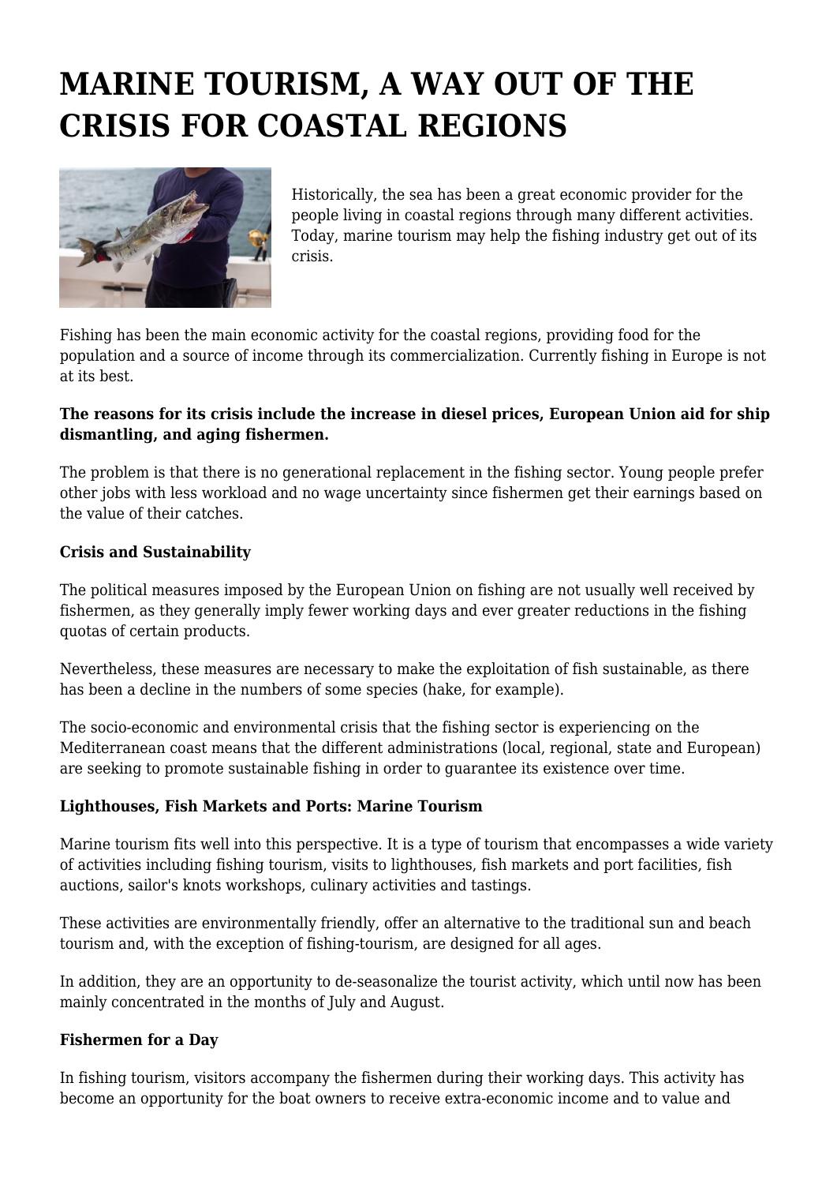# MARINE TOURISM, A WAY OUT OF THE CRISIS FOR COASTAL REGIONS

Historically, the sea has been a great economic provider for the people living in coastal regions through many different activities. Today, marine tourism may help the fishing industry get out of its crisis.

Fishing has been the main economic activity for the coastal regions, providing food for the population and a source of income through its commercialization. Currently fishing in Europe is not at its best.

**The reasons for its crisis include the increase in diesel prices, European Union aid for ship dismantling, and aging fishermen.**

The problem is that there is no generational replacement in the fishing sector. Young people prefer other jobs with less workload and no wage uncertainty since fishermen get their earnings based on the value of their catches.

**Crisis and Sustainability**

The political measures imposed by the European Union on fishing are not usually well received by fishermen, as they generally imply fewer working days and ever greater reductions in the fishing quotas of certain products.

Nevertheless, these measures are necessary to make the exploitation of fish sustainable, as there has been a decline in the numbers of some species (hake, for example).

The socio-economic and environmental crisis that the fishing sector is experiencing on the Mediterranean coast means that the different administrations (local, regional, state and European) are seeking to promote sustainable fishing in order to guarantee its existence over time.

**Lighthouses, Fish Markets and Ports: Marine Tourism**

Marine tourism fits well into this perspective. It is a type of tourism that encompasses a wide variety of activities including fishing tourism, visits to lighthouses, fish markets and port facilities, fish auctions, sailor's knots workshops, culinary activities and tastings.

These activities are environmentally friendly, offer an alternative to the traditional sun and beach tourism and, with the exception of fishing-tourism, are designed for all ages.

In addition, they are an opportunity to de-seasonalize the tourist activity, which until now has been mainly concentrated in the months of July and August.

**Fishermen for a Day**

In fishing tourism, visitors accompany the fishermen during their working days. This activity has become an opportunity for the boat owners to receive extra-economic income and to value and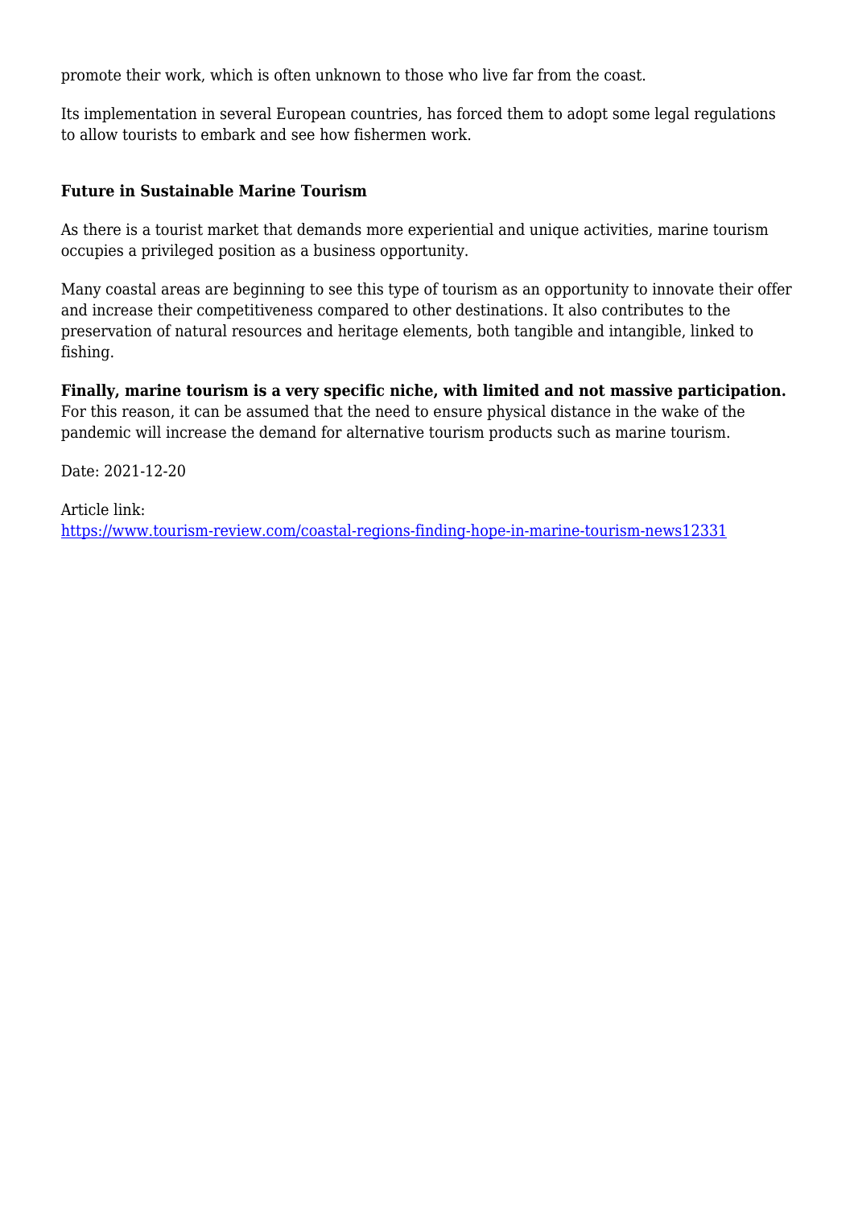promote their work, which is often unknown to those who live far from the coast.

Its implementation in several European countries, has forced them to adopt some legal regulations to allow tourists to embark and see how fishermen work.

### Future in Sustainable Marine Tourism

As there is a tourist market that demands more experiential and unique activities, marine tourism occupies a privileged position as a business opportunity.

Many coastal areas are beginning to see this type of tourism as an opportunity to innovate their offer and increase their competitiveness compared to other destinations. It also contributes to the preservation of natural resources and heritage elements, both tangible and intangible, linked to fishing.

**Finally, marine tourism is a very specific niche, with limited and not massive participation.** For this reason, it can be assumed that the need to ensure physical distance in the wake of the pandemic will increase the demand for alternative tourism products such as marine tourism.

Date: 2021-12-20

Article link:
[https://www.tourism-review.com/coastal-regions-finding-hope-in-marine-tourism-news12331](https://www.tourism-review.com/coastal-regions-finding-hope-in-marine-tourism-news12331)